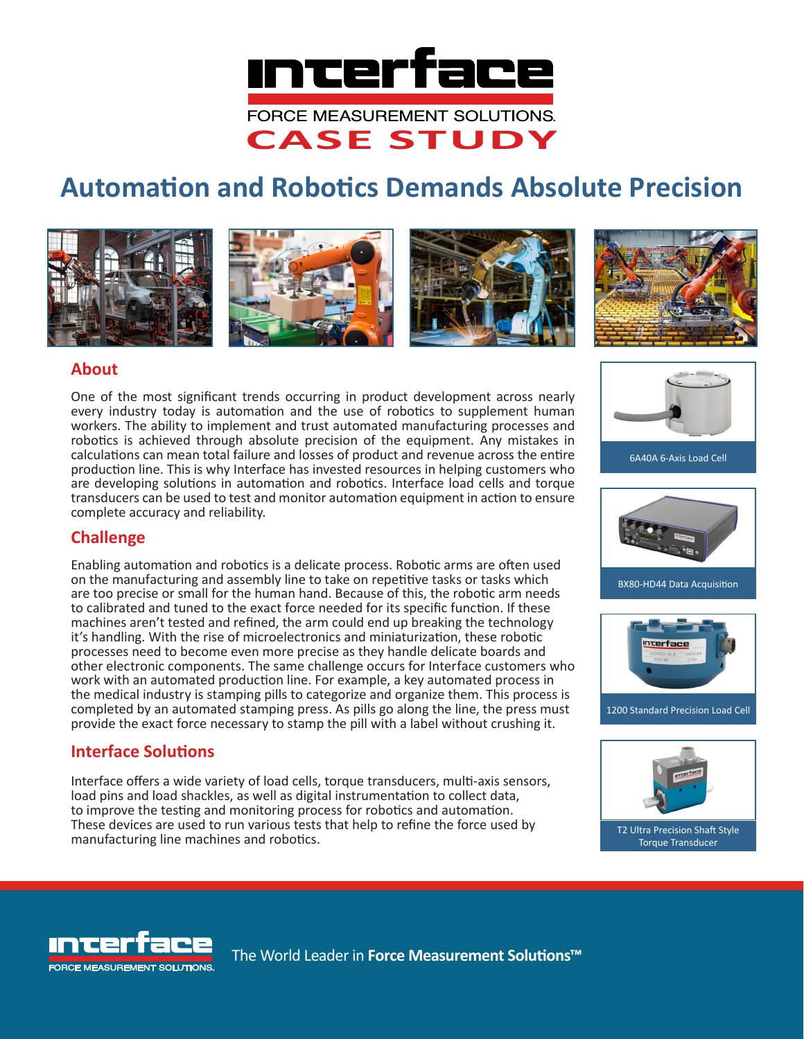Interface

FORCE MEASUREMENT SOLUTIONS.

CASE STUDY

# Automation and Robotics Demands Absolute Precision

## About

One of the most significant trends occurring in product development across nearly every industry today is automation and the use of robotics to supplement human workers. The ability to implement and trust automated manufacturing processes and robotics is achieved through absolute precision of the equipment. Any mistakes in calculations can mean total failure and losses of product and revenue across the entire production line. This is why Interface has invested resources in helping customers who are developing solutions in automation and robotics. Interface load cells and torque transducers can be used to test and monitor automation equipment in action to ensure complete accuracy and reliability.

## Challenge

Enabling automation and robotics is a delicate process. Robotic arms are often used on the manufacturing and assembly line to take on repetitive tasks or tasks which are too precise or small for the human hand. Because of this, the robotic arm needs to calibrated and tuned to the exact force needed for its specific function. If these machines aren't tested and refined, the arm could end up breaking the technology it's handling. With the rise of microelectronics and miniaturization, these robotic processes need to become even more precise as they handle delicate boards and other electronic components. The same challenge occurs for Interface customers who work with an automated production line. For example, a key automated process in the medical industry is stamping pills to categorize and organize them. This process is completed by an automated stamping press. As pills go along the line, the press must provide the exact force necessary to stamp the pill with a label without crushing it.

## Interface Solutions

Interface offers a wide variety of load cells, torque transducers, multi-axis sensors, load pins and load shackles, as well as digital instrumentation to collect data, to improve the testing and monitoring process for robotics and automation. These devices are used to run various tests that help to refine the force used by manufacturing line machines and robotics.

6A40A 6-Axis Load Cell

BX80-HD44 Data Acquisition

1200 Standard Precision Load Cell

T2 Ultra Precision Shaft Style Torque Transducer

Interface FORCE MEASUREMENT SOLUTIONS. The World Leader in **Force Measurement Solutions™**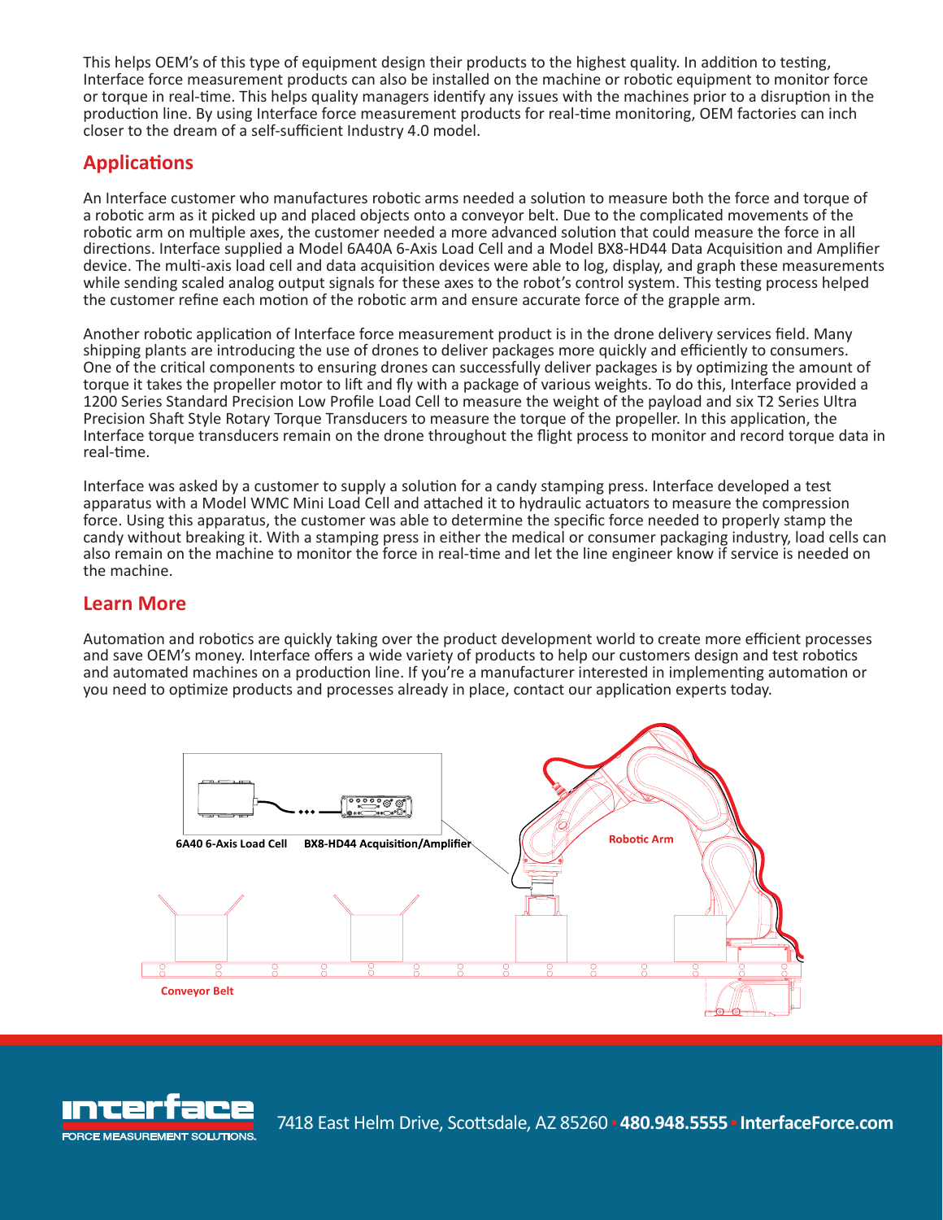This helps OEM's of this type of equipment design their products to the highest quality. In addition to testing, Interface force measurement products can also be installed on the machine or robotic equipment to monitor force or torque in real-time. This helps quality managers identify any issues with the machines prior to a disruption in the production line. By using Interface force measurement products for real-time monitoring, OEM factories can inch closer to the dream of a self-sufficient Industry 4.0 model.

## Applications

An Interface customer who manufactures robotic arms needed a solution to measure both the force and torque of a robotic arm as it picked up and placed objects onto a conveyor belt. Due to the complicated movements of the robotic arm on multiple axes, the customer needed a more advanced solution that could measure the force in all directions. Interface supplied a Model 6A40A 6-Axis Load Cell and a Model BX8-HD44 Data Acquisition and Amplifier device. The multi-axis load cell and data acquisition devices were able to log, display, and graph these measurements while sending scaled analog output signals for these axes to the robot's control system. This testing process helped the customer refine each motion of the robotic arm and ensure accurate force of the grapple arm.

Another robotic application of Interface force measurement product is in the drone delivery services field. Many shipping plants are introducing the use of drones to deliver packages more quickly and efficiently to consumers. One of the critical components to ensuring drones can successfully deliver packages is by optimizing the amount of torque it takes the propeller motor to lift and fly with a package of various weights. To do this, Interface provided a 1200 Series Standard Precision Low Profile Load Cell to measure the weight of the payload and six T2 Series Ultra Precision Shaft Style Rotary Torque Transducers to measure the torque of the propeller. In this application, the Interface torque transducers remain on the drone throughout the flight process to monitor and record torque data in real-time.

Interface was asked by a customer to supply a solution for a candy stamping press. Interface developed a test apparatus with a Model WMC Mini Load Cell and attached it to hydraulic actuators to measure the compression force. Using this apparatus, the customer was able to determine the specific force needed to properly stamp the candy without breaking it. With a stamping press in either the medical or consumer packaging industry, load cells can also remain on the machine to monitor the force in real-time and let the line engineer know if service is needed on the machine.

## Learn More

Automation and robotics are quickly taking over the product development world to create more efficient processes and save OEM's money. Interface offers a wide variety of products to help our customers design and test robotics and automated machines on a production line. If you're a manufacturer interested in implementing automation or you need to optimize products and processes already in place, contact our application experts today.

6A40 6-Axis Load Cell

BX8-HD44 Acquisition/Amplifier

Robotic Arm

Conveyor Belt

Interface FORCE MEASUREMENT SOLUTIONS.

7418 East Helm Drive, Scottsdale, AZ 85260 • **480.948.5555** • **InterfaceForce.com**